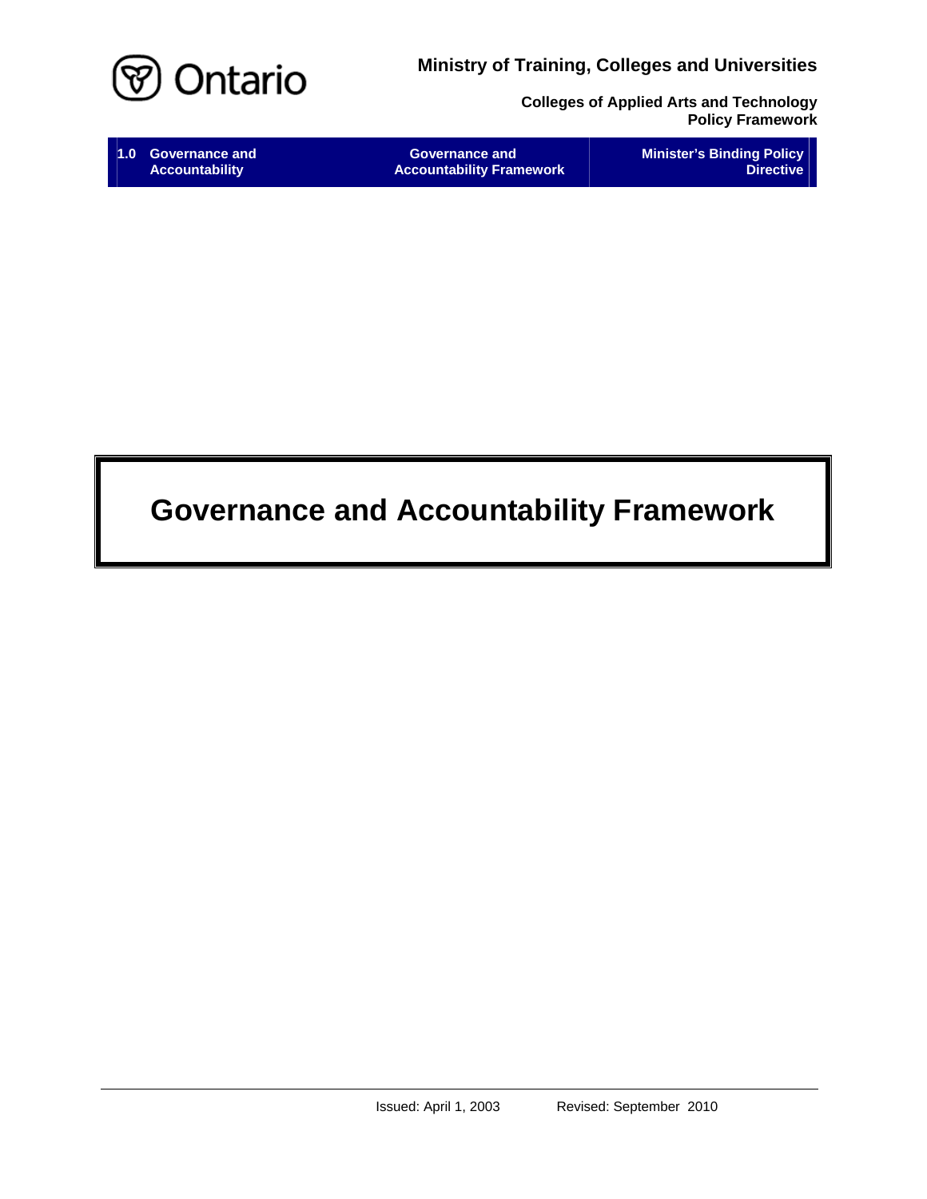Ministry of Training, Colleges and Universities

**Colleges of Applied Arts and Technology Policy Framework**

| 1.0 Governance and Accountability | Governance and Accountability Framework | Minister's Binding Policy Directive |
|---|---|---|

# Governance and Accountability Framework

Issued: April 1, 2003 Revised: September 2010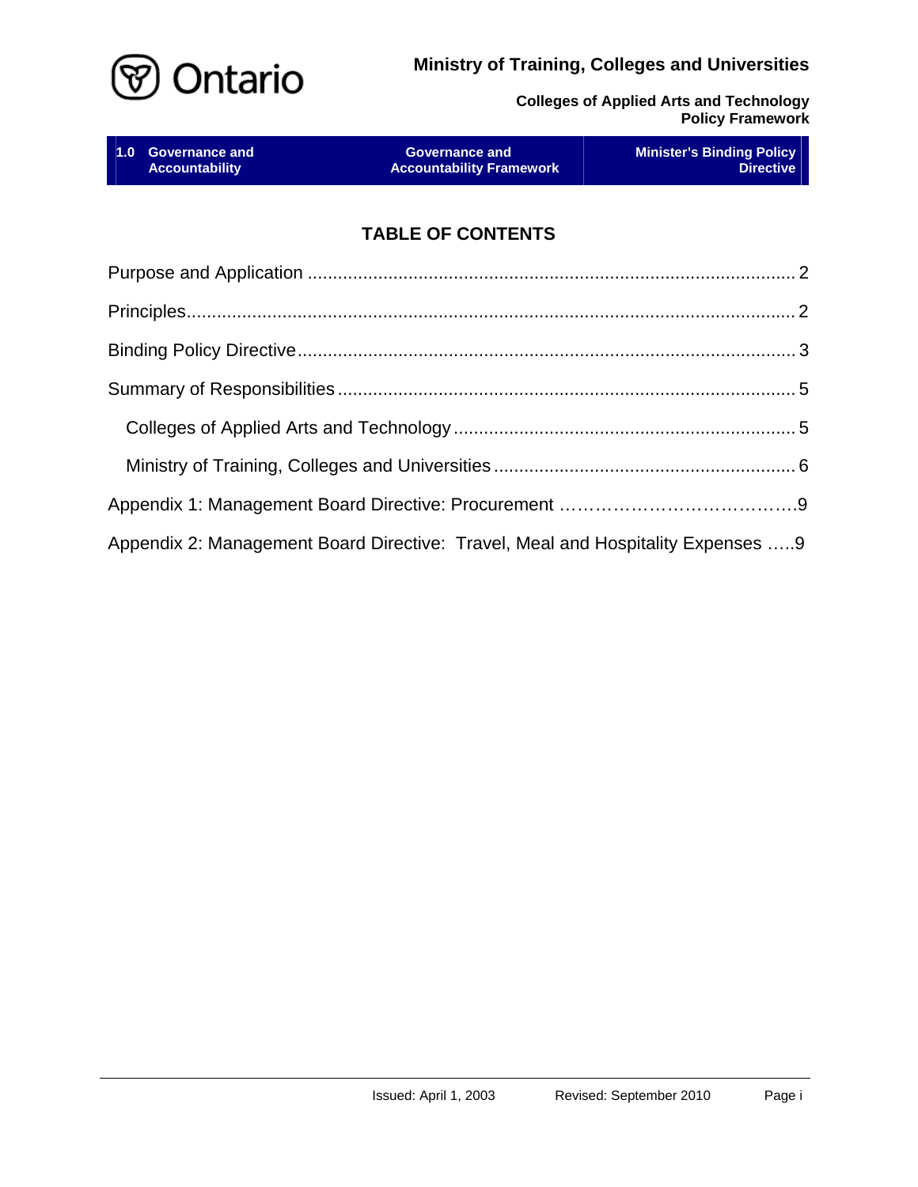## TABLE OF CONTENTS

Purpose and Application ........................................................................................ 2

Principles.................................................................................................................. 2

Binding Policy Directive........................................................................................... 3

Summary of Responsibilities .................................................................................. 5

- Colleges of Applied Arts and Technology .............................................................. 5
- Ministry of Training, Colleges and Universities ....................................................... 6

Appendix 1: Management Board Directive: Procurement …………………………………9

Appendix 2: Management Board Directive: Travel, Meal and Hospitality Expenses …..9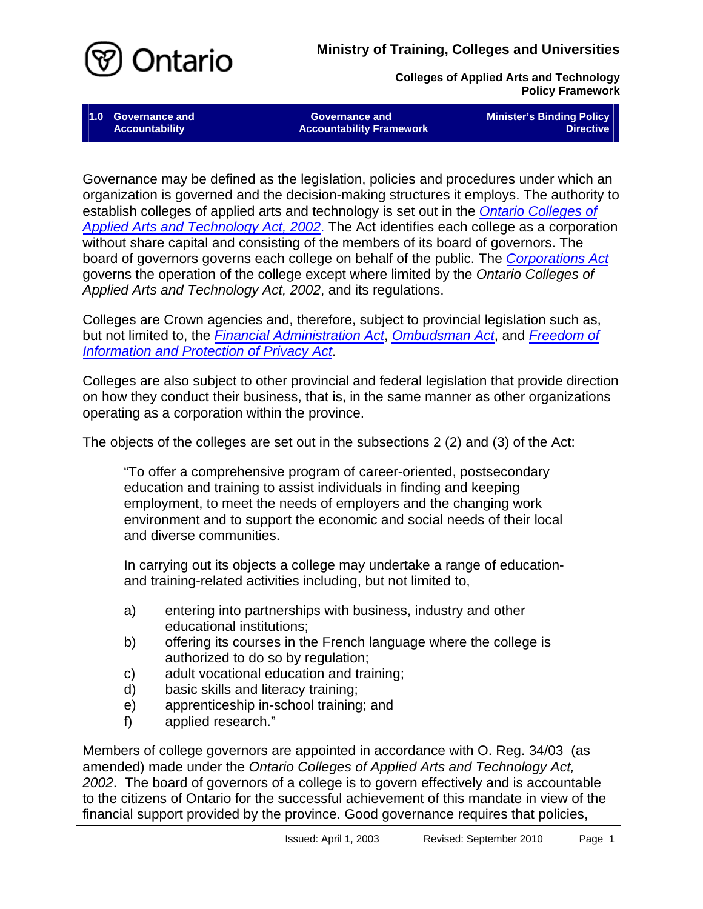Governance may be defined as the legislation, policies and procedures under which an organization is governed and the decision-making structures it employs. The authority to establish colleges of applied arts and technology is set out in the *Ontario Colleges of Applied Arts and Technology Act, 2002*. The Act identifies each college as a corporation without share capital and consisting of the members of its board of governors. The board of governors governs each college on behalf of the public. The *Corporations Act* governs the operation of the college except where limited by the *Ontario Colleges of Applied Arts and Technology Act, 2002*, and its regulations.

Colleges are Crown agencies and, therefore, subject to provincial legislation such as, but not limited to, the *Financial Administration Act*, *Ombudsman Act*, and *Freedom of Information and Protection of Privacy Act*.

Colleges are also subject to other provincial and federal legislation that provide direction on how they conduct their business, that is, in the same manner as other organizations operating as a corporation within the province.

The objects of the colleges are set out in the subsections 2 (2) and (3) of the Act:

> "To offer a comprehensive program of career-oriented, postsecondary education and training to assist individuals in finding and keeping employment, to meet the needs of employers and the changing work environment and to support the economic and social needs of their local and diverse communities.
>
> In carrying out its objects a college may undertake a range of education- and training-related activities including, but not limited to,
>
> a) entering into partnerships with business, industry and other educational institutions;
> b) offering its courses in the French language where the college is authorized to do so by regulation;
> c) adult vocational education and training;
> d) basic skills and literacy training;
> e) apprenticeship in-school training; and
> f) applied research."

Members of college governors are appointed in accordance with O. Reg. 34/03 (as amended) made under the *Ontario Colleges of Applied Arts and Technology Act, 2002*. The board of governors of a college is to govern effectively and is accountable to the citizens of Ontario for the successful achievement of this mandate in view of the financial support provided by the province. Good governance requires that policies,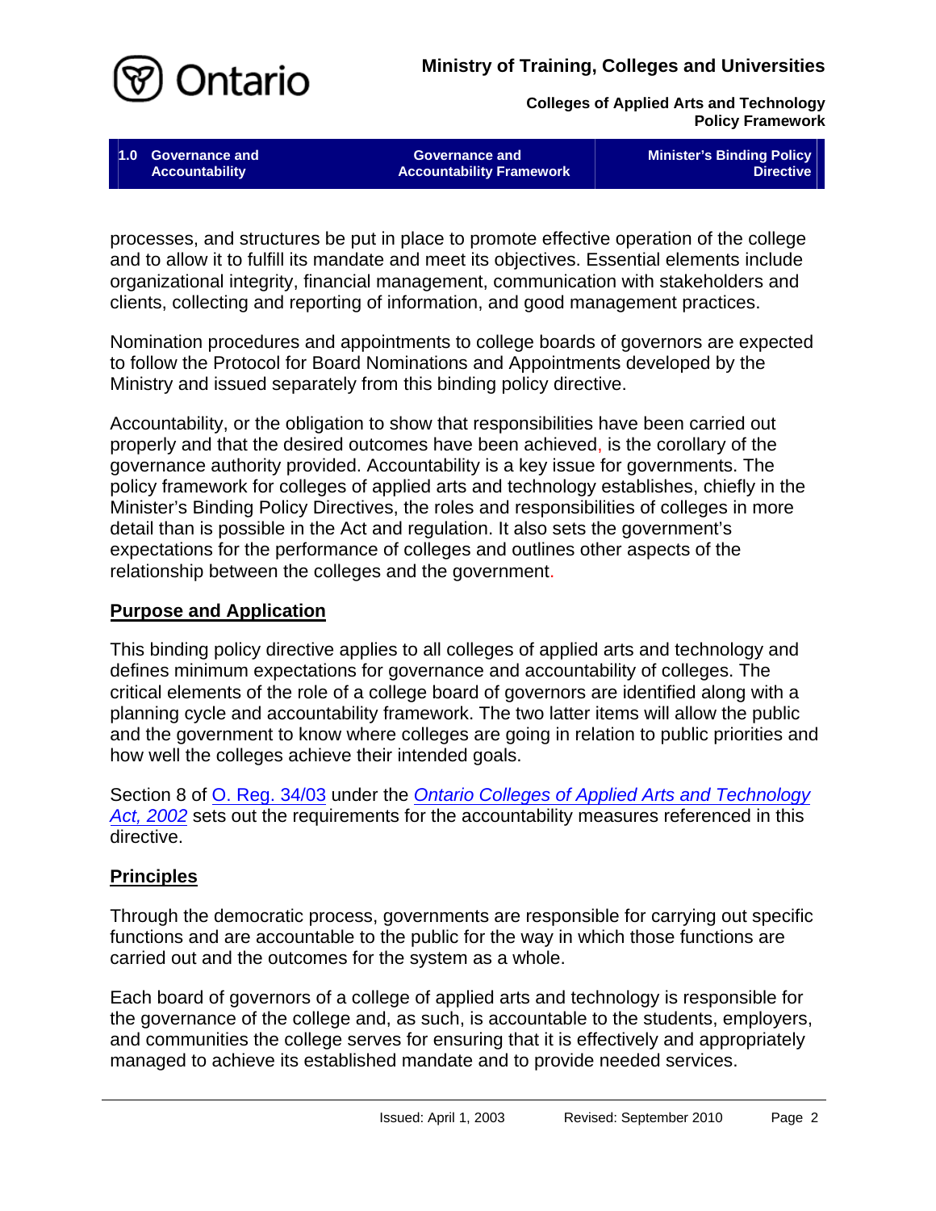processes, and structures be put in place to promote effective operation of the college and to allow it to fulfill its mandate and meet its objectives. Essential elements include organizational integrity, financial management, communication with stakeholders and clients, collecting and reporting of information, and good management practices.

Nomination procedures and appointments to college boards of governors are expected to follow the Protocol for Board Nominations and Appointments developed by the Ministry and issued separately from this binding policy directive.

Accountability, or the obligation to show that responsibilities have been carried out properly and that the desired outcomes have been achieved, is the corollary of the governance authority provided. Accountability is a key issue for governments. The policy framework for colleges of applied arts and technology establishes, chiefly in the Minister's Binding Policy Directives, the roles and responsibilities of colleges in more detail than is possible in the Act and regulation. It also sets the government's expectations for the performance of colleges and outlines other aspects of the relationship between the colleges and the government.

## Purpose and Application

This binding policy directive applies to all colleges of applied arts and technology and defines minimum expectations for governance and accountability of colleges. The critical elements of the role of a college board of governors are identified along with a planning cycle and accountability framework. The two latter items will allow the public and the government to know where colleges are going in relation to public priorities and how well the colleges achieve their intended goals.

Section 8 of O. Reg. 34/03 under the *Ontario Colleges of Applied Arts and Technology Act, 2002* sets out the requirements for the accountability measures referenced in this directive.

## Principles

Through the democratic process, governments are responsible for carrying out specific functions and are accountable to the public for the way in which those functions are carried out and the outcomes for the system as a whole.

Each board of governors of a college of applied arts and technology is responsible for the governance of the college and, as such, is accountable to the students, employers, and communities the college serves for ensuring that it is effectively and appropriately managed to achieve its established mandate and to provide needed services.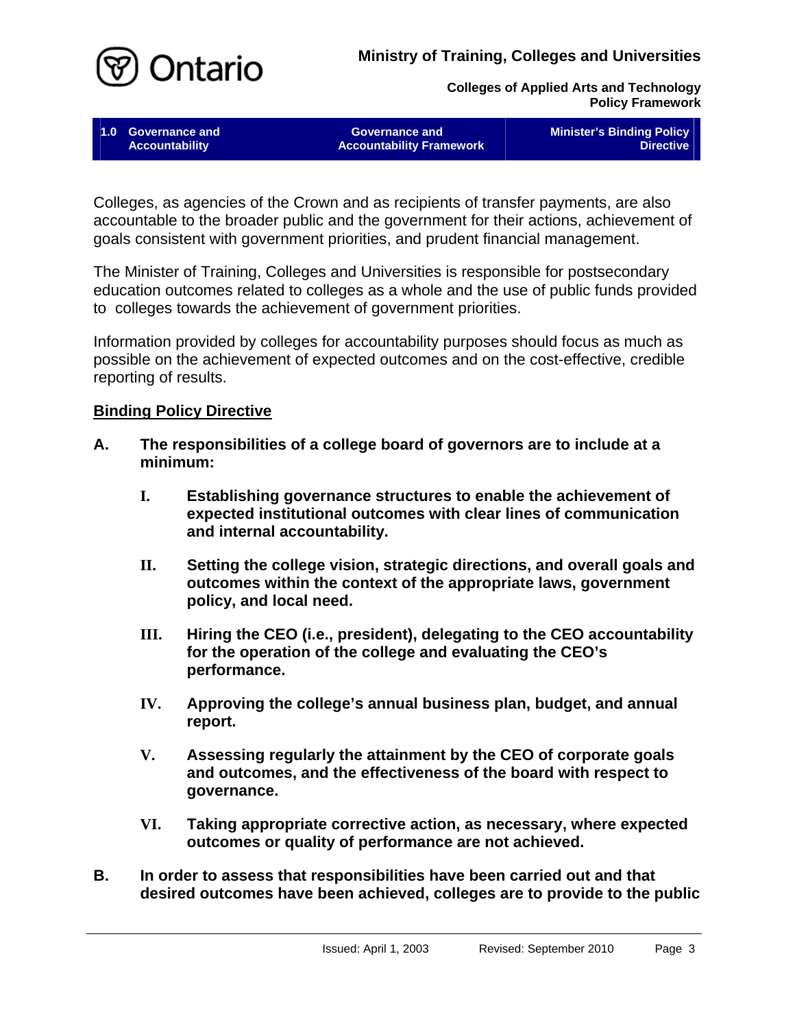Colleges, as agencies of the Crown and as recipients of transfer payments, are also accountable to the broader public and the government for their actions, achievement of goals consistent with government priorities, and prudent financial management.

The Minister of Training, Colleges and Universities is responsible for postsecondary education outcomes related to colleges as a whole and the use of public funds provided to colleges towards the achievement of government priorities.

Information provided by colleges for accountability purposes should focus as much as possible on the achievement of expected outcomes and on the cost-effective, credible reporting of results.

**Binding Policy Directive**

**A. The responsibilities of a college board of governors are to include at a minimum:**

**I. Establishing governance structures to enable the achievement of expected institutional outcomes with clear lines of communication and internal accountability.**

**II. Setting the college vision, strategic directions, and overall goals and outcomes within the context of the appropriate laws, government policy, and local need.**

**III. Hiring the CEO (i.e., president), delegating to the CEO accountability for the operation of the college and evaluating the CEO's performance.**

**IV. Approving the college's annual business plan, budget, and annual report.**

**V. Assessing regularly the attainment by the CEO of corporate goals and outcomes, and the effectiveness of the board with respect to governance.**

**VI. Taking appropriate corrective action, as necessary, where expected outcomes or quality of performance are not achieved.**

**B. In order to assess that responsibilities have been carried out and that desired outcomes have been achieved, colleges are to provide to the public**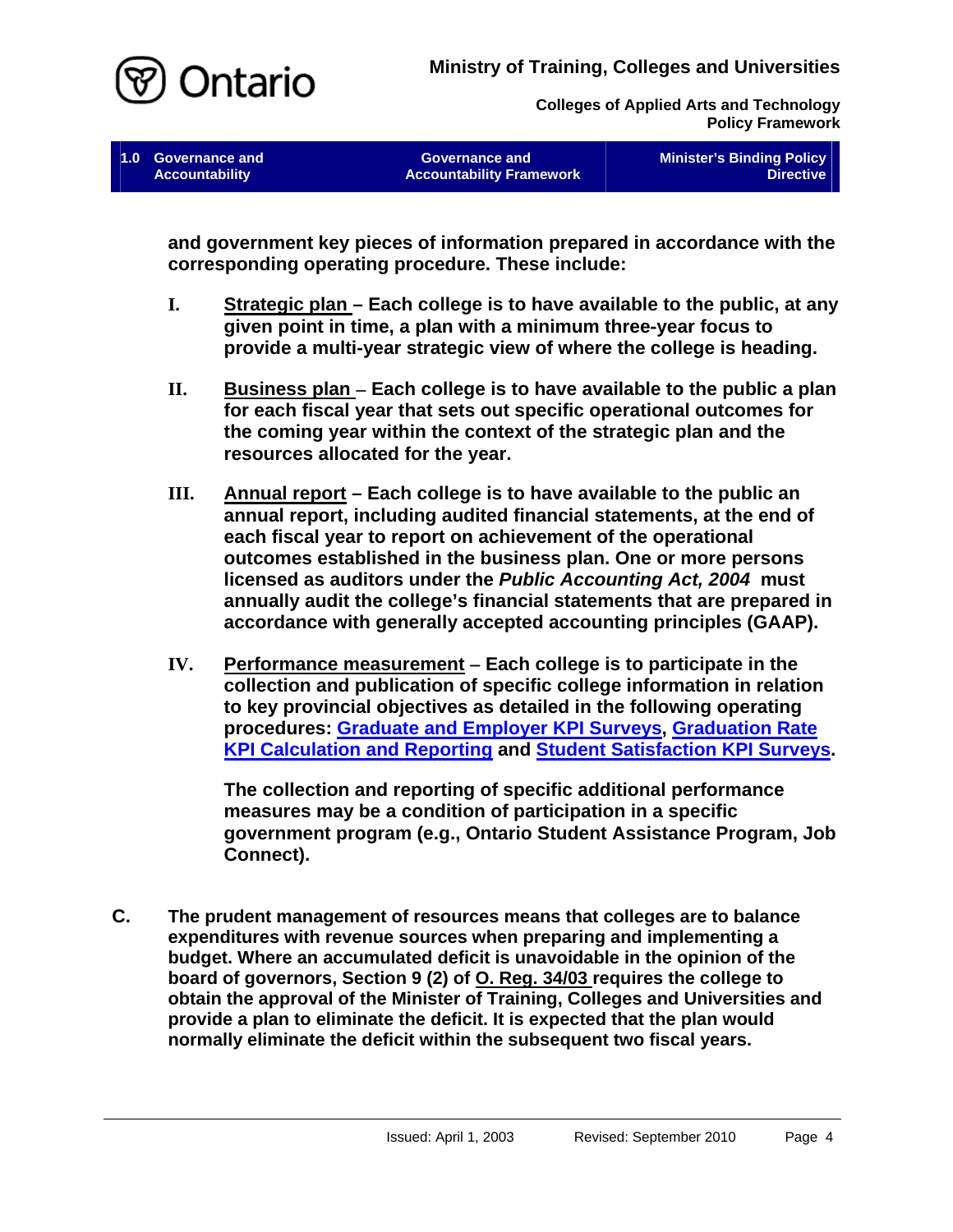**and government key pieces of information prepared in accordance with the corresponding operating procedure. These include:**

**I.** **Strategic plan – Each college is to have available to the public, at any given point in time, a plan with a minimum three-year focus to provide a multi-year strategic view of where the college is heading.**

**II.** **Business plan – Each college is to have available to the public a plan for each fiscal year that sets out specific operational outcomes for the coming year within the context of the strategic plan and the resources allocated for the year.**

**III.** **Annual report – Each college is to have available to the public an annual report, including audited financial statements, at the end of each fiscal year to report on achievement of the operational outcomes established in the business plan. One or more persons licensed as auditors under the *Public Accounting Act, 2004* must annually audit the college's financial statements that are prepared in accordance with generally accepted accounting principles (GAAP).**

**IV.** **Performance measurement – Each college is to participate in the collection and publication of specific college information in relation to key provincial objectives as detailed in the following operating procedures: Graduate and Employer KPI Surveys, Graduation Rate KPI Calculation and Reporting and Student Satisfaction KPI Surveys.**

**The collection and reporting of specific additional performance measures may be a condition of participation in a specific government program (e.g., Ontario Student Assistance Program, Job Connect).**

**C.** **The prudent management of resources means that colleges are to balance expenditures with revenue sources when preparing and implementing a budget. Where an accumulated deficit is unavoidable in the opinion of the board of governors, Section 9 (2) of O. Reg. 34/03 requires the college to obtain the approval of the Minister of Training, Colleges and Universities and provide a plan to eliminate the deficit. It is expected that the plan would normally eliminate the deficit within the subsequent two fiscal years.**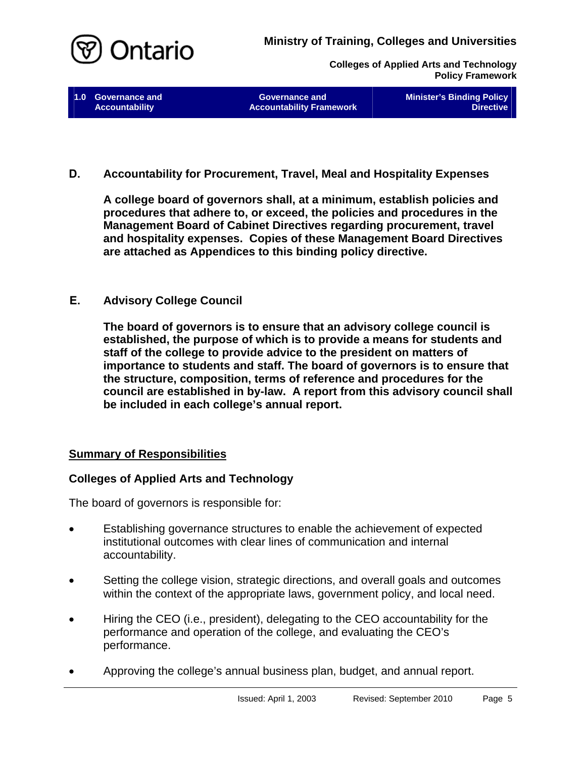## D. Accountability for Procurement, Travel, Meal and Hospitality Expenses

**A college board of governors shall, at a minimum, establish policies and procedures that adhere to, or exceed, the policies and procedures in the Management Board of Cabinet Directives regarding procurement, travel and hospitality expenses. Copies of these Management Board Directives are attached as Appendices to this binding policy directive.**

## E. Advisory College Council

**The board of governors is to ensure that an advisory college council is established, the purpose of which is to provide a means for students and staff of the college to provide advice to the president on matters of importance to students and staff. The board of governors is to ensure that the structure, composition, terms of reference and procedures for the council are established in by-law. A report from this advisory council shall be included in each college's annual report.**

## Summary of Responsibilities

### Colleges of Applied Arts and Technology

The board of governors is responsible for:

- Establishing governance structures to enable the achievement of expected institutional outcomes with clear lines of communication and internal accountability.
- Setting the college vision, strategic directions, and overall goals and outcomes within the context of the appropriate laws, government policy, and local need.
- Hiring the CEO (i.e., president), delegating to the CEO accountability for the performance and operation of the college, and evaluating the CEO's performance.
- Approving the college's annual business plan, budget, and annual report.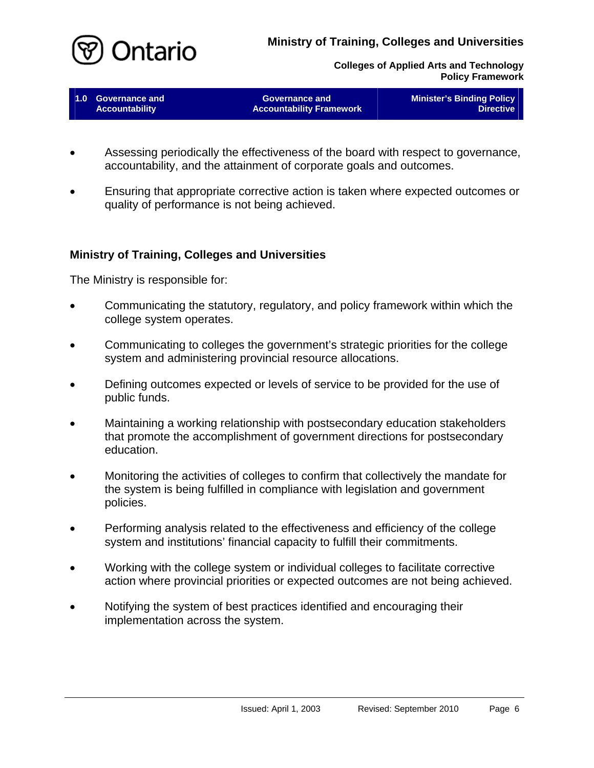- Assessing periodically the effectiveness of the board with respect to governance, accountability, and the attainment of corporate goals and outcomes.

- Ensuring that appropriate corrective action is taken where expected outcomes or quality of performance is not being achieved.

### Ministry of Training, Colleges and Universities

The Ministry is responsible for:

- Communicating the statutory, regulatory, and policy framework within which the college system operates.

- Communicating to colleges the government's strategic priorities for the college system and administering provincial resource allocations.

- Defining outcomes expected or levels of service to be provided for the use of public funds.

- Maintaining a working relationship with postsecondary education stakeholders that promote the accomplishment of government directions for postsecondary education.

- Monitoring the activities of colleges to confirm that collectively the mandate for the system is being fulfilled in compliance with legislation and government policies.

- Performing analysis related to the effectiveness and efficiency of the college system and institutions' financial capacity to fulfill their commitments.

- Working with the college system or individual colleges to facilitate corrective action where provincial priorities or expected outcomes are not being achieved.

- Notifying the system of best practices identified and encouraging their implementation across the system.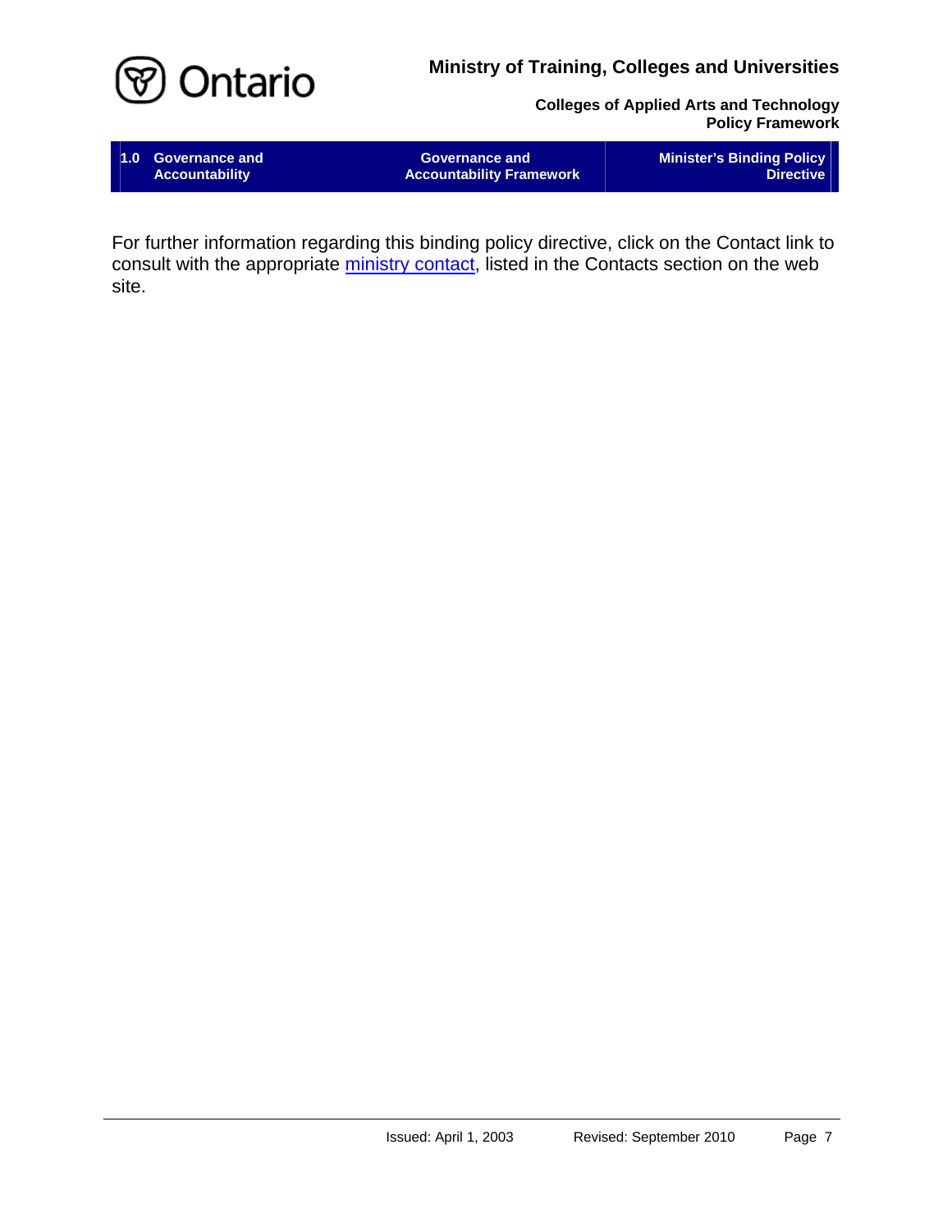For further information regarding this binding policy directive, click on the Contact link to consult with the appropriate ministry contact, listed in the Contacts section on the web site.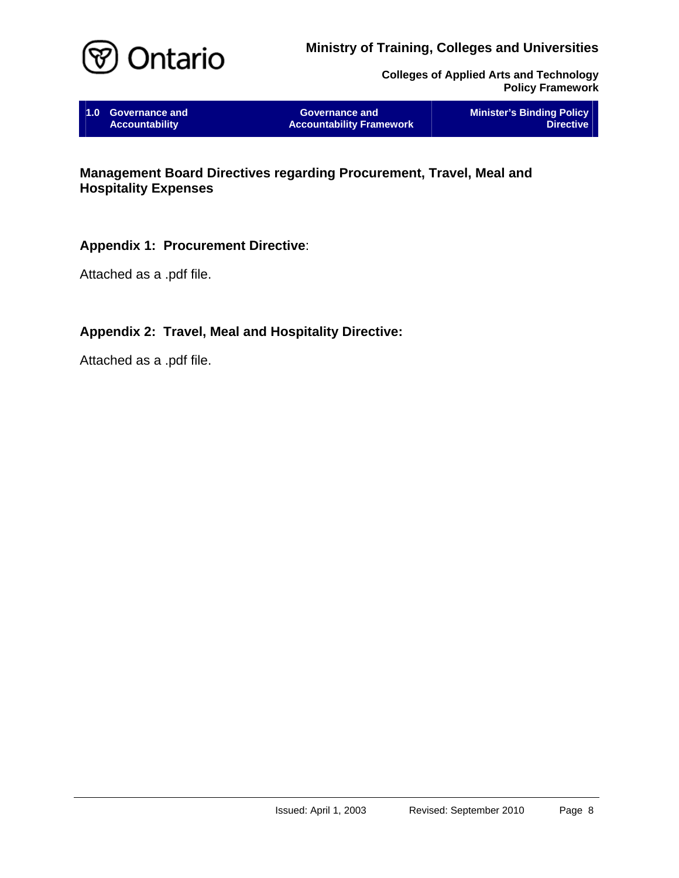## Management Board Directives regarding Procurement, Travel, Meal and Hospitality Expenses

### Appendix 1: Procurement Directive:

Attached as a .pdf file.

### Appendix 2: Travel, Meal and Hospitality Directive:

Attached as a .pdf file.